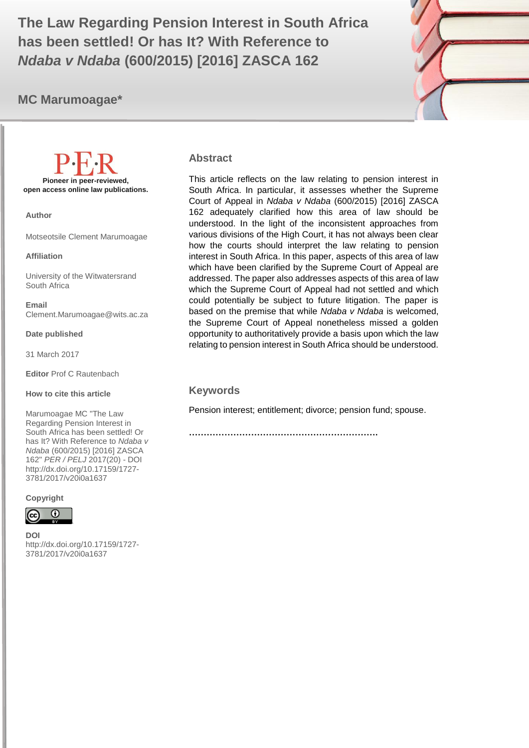# The Law Regarding Pension Interest in South Africa has been settled! Or has It? With Reference to *Ndaba v Ndaba* (600/2015) [2016] ZASCA 162

**MC Marumoagae***

P·E·R

**Pioneer in peer-reviewed, open access online law publications.**

**Author**

Motseotsile Clement Marumoagae

**Affiliation**

University of the Witwatersrand South Africa

**Email**
Clement.Marumoagae@wits.ac.za

**Date published**

31 March 2017

**Editor** Prof C Rautenbach

**How to cite this article**

Marumoagae MC "The Law Regarding Pension Interest in South Africa has been settled! Or has It? With Reference to *Ndaba v Ndaba* (600/2015) [2016] ZASCA 162" *PER / PELJ* 2017(20) - DOI http://dx.doi.org/10.17159/1727-3781/2017/v20i0a1637

**Copyright**

**DOI**
http://dx.doi.org/10.17159/1727-3781/2017/v20i0a1637

## Abstract

This article reflects on the law relating to pension interest in South Africa. In particular, it assesses whether the Supreme Court of Appeal in *Ndaba v Ndaba* (600/2015) [2016] ZASCA 162 adequately clarified how this area of law should be understood. In the light of the inconsistent approaches from various divisions of the High Court, it has not always been clear how the courts should interpret the law relating to pension interest in South Africa. In this paper, aspects of this area of law which have been clarified by the Supreme Court of Appeal are addressed. The paper also addresses aspects of this area of law which the Supreme Court of Appeal had not settled and which could potentially be subject to future litigation. The paper is based on the premise that while *Ndaba v Ndaba* is welcomed, the Supreme Court of Appeal nonetheless missed a golden opportunity to authoritatively provide a basis upon which the law relating to pension interest in South Africa should be understood.

## Keywords

Pension interest; entitlement; divorce; pension fund; spouse.

……………………………………………………….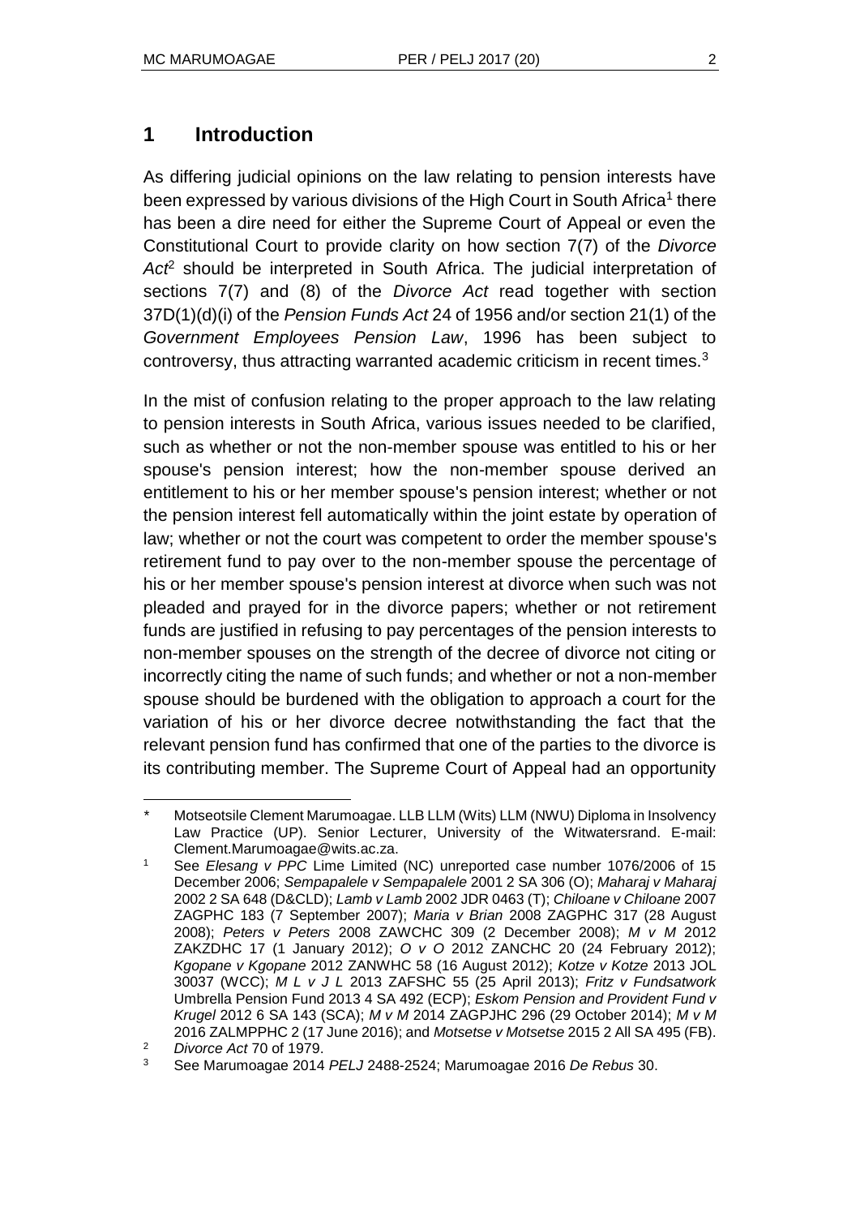## 1 Introduction

As differing judicial opinions on the law relating to pension interests have been expressed by various divisions of the High Court in South Africa[1] there has been a dire need for either the Supreme Court of Appeal or even the Constitutional Court to provide clarity on how section 7(7) of the *Divorce Act*[2] should be interpreted in South Africa. The judicial interpretation of sections 7(7) and (8) of the *Divorce Act* read together with section 37D(1)(d)(i) of the *Pension Funds Act* 24 of 1956 and/or section 21(1) of the *Government Employees Pension Law*, 1996 has been subject to controversy, thus attracting warranted academic criticism in recent times.[3]

In the mist of confusion relating to the proper approach to the law relating to pension interests in South Africa, various issues needed to be clarified, such as whether or not the non-member spouse was entitled to his or her spouse's pension interest; how the non-member spouse derived an entitlement to his or her member spouse's pension interest; whether or not the pension interest fell automatically within the joint estate by operation of law; whether or not the court was competent to order the member spouse's retirement fund to pay over to the non-member spouse the percentage of his or her member spouse's pension interest at divorce when such was not pleaded and prayed for in the divorce papers; whether or not retirement funds are justified in refusing to pay percentages of the pension interests to non-member spouses on the strength of the decree of divorce not citing or incorrectly citing the name of such funds; and whether or not a non-member spouse should be burdened with the obligation to approach a court for the variation of his or her divorce decree notwithstanding the fact that the relevant pension fund has confirmed that one of the parties to the divorce is its contributing member. The Supreme Court of Appeal had an opportunity

---

\* Motseotsile Clement Marumoagae. LLB LLM (Wits) LLM (NWU) Diploma in Insolvency Law Practice (UP). Senior Lecturer, University of the Witwatersrand. E-mail: Clement.Marumoagae@wits.ac.za.

[1] See *Elesang v PPC* Lime Limited (NC) unreported case number 1076/2006 of 15 December 2006; *Sempapalele v Sempapalele* 2001 2 SA 306 (O); *Maharaj v Maharaj* 2002 2 SA 648 (D&CLD); *Lamb v Lamb* 2002 JDR 0463 (T); *Chiloane v Chiloane* 2007 ZAGPHC 183 (7 September 2007); *Maria v Brian* 2008 ZAGPHC 317 (28 August 2008); *Peters v Peters* 2008 ZAWCHC 309 (2 December 2008); *M v M* 2012 ZAKZDHC 17 (1 January 2012); *O v O* 2012 ZANCHC 20 (24 February 2012); *Kgopane v Kgopane* 2012 ZANWHC 58 (16 August 2012); *Kotze v Kotze* 2013 JOL 30037 (WCC); *M L v J L* 2013 ZAFSHC 55 (25 April 2013); *Fritz v Fundsatwork* Umbrella Pension Fund 2013 4 SA 492 (ECP); *Eskom Pension and Provident Fund v Krugel* 2012 6 SA 143 (SCA); *M v M* 2014 ZAGPJHC 296 (29 October 2014); *M v M* 2016 ZALMPPHC 2 (17 June 2016); and *Motsetse v Motsetse* 2015 2 All SA 495 (FB).

[2] *Divorce Act* 70 of 1979.

[3] See Marumoagae 2014 *PELJ* 2488-2524; Marumoagae 2016 *De Rebus* 30.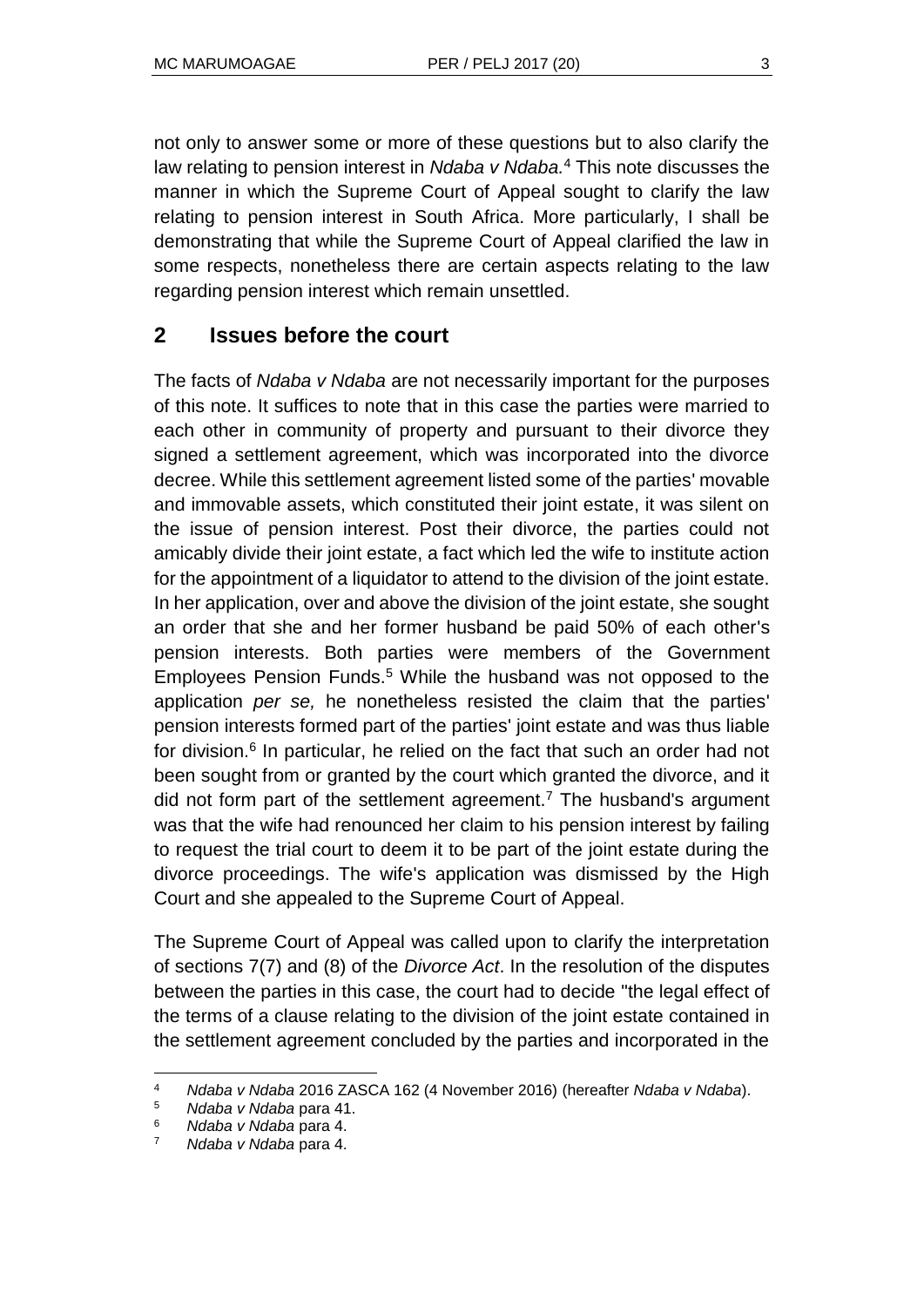not only to answer some or more of these questions but to also clarify the law relating to pension interest in *Ndaba v Ndaba.*[4] This note discusses the manner in which the Supreme Court of Appeal sought to clarify the law relating to pension interest in South Africa. More particularly, I shall be demonstrating that while the Supreme Court of Appeal clarified the law in some respects, nonetheless there are certain aspects relating to the law regarding pension interest which remain unsettled.

## 2 Issues before the court

The facts of *Ndaba v Ndaba* are not necessarily important for the purposes of this note. It suffices to note that in this case the parties were married to each other in community of property and pursuant to their divorce they signed a settlement agreement, which was incorporated into the divorce decree. While this settlement agreement listed some of the parties' movable and immovable assets, which constituted their joint estate, it was silent on the issue of pension interest. Post their divorce, the parties could not amicably divide their joint estate, a fact which led the wife to institute action for the appointment of a liquidator to attend to the division of the joint estate. In her application, over and above the division of the joint estate, she sought an order that she and her former husband be paid 50% of each other's pension interests. Both parties were members of the Government Employees Pension Funds.[5] While the husband was not opposed to the application *per se,* he nonetheless resisted the claim that the parties' pension interests formed part of the parties' joint estate and was thus liable for division.[6] In particular, he relied on the fact that such an order had not been sought from or granted by the court which granted the divorce, and it did not form part of the settlement agreement.[7] The husband's argument was that the wife had renounced her claim to his pension interest by failing to request the trial court to deem it to be part of the joint estate during the divorce proceedings. The wife's application was dismissed by the High Court and she appealed to the Supreme Court of Appeal.

The Supreme Court of Appeal was called upon to clarify the interpretation of sections 7(7) and (8) of the *Divorce Act*. In the resolution of the disputes between the parties in this case, the court had to decide "the legal effect of the terms of a clause relating to the division of the joint estate contained in the settlement agreement concluded by the parties and incorporated in the

---

[4] *Ndaba v Ndaba* 2016 ZASCA 162 (4 November 2016) (hereafter *Ndaba v Ndaba*).

[5] *Ndaba v Ndaba* para 41.

[6] *Ndaba v Ndaba* para 4.

[7] *Ndaba v Ndaba* para 4.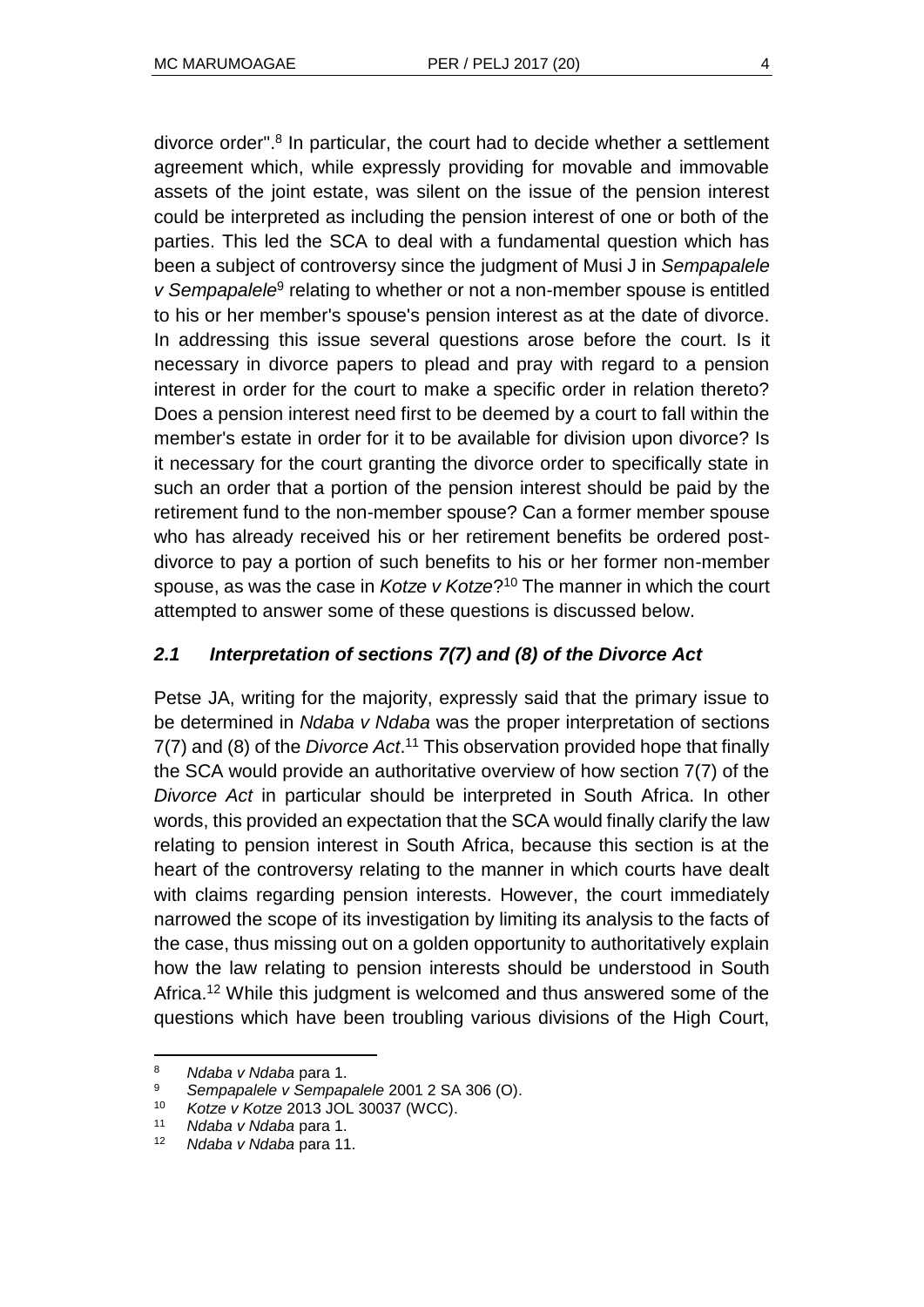divorce order".[8] In particular, the court had to decide whether a settlement agreement which, while expressly providing for movable and immovable assets of the joint estate, was silent on the issue of the pension interest could be interpreted as including the pension interest of one or both of the parties. This led the SCA to deal with a fundamental question which has been a subject of controversy since the judgment of Musi J in *Sempapalele v Sempapalele*[9] relating to whether or not a non-member spouse is entitled to his or her member's spouse's pension interest as at the date of divorce. In addressing this issue several questions arose before the court. Is it necessary in divorce papers to plead and pray with regard to a pension interest in order for the court to make a specific order in relation thereto? Does a pension interest need first to be deemed by a court to fall within the member's estate in order for it to be available for division upon divorce? Is it necessary for the court granting the divorce order to specifically state in such an order that a portion of the pension interest should be paid by the retirement fund to the non-member spouse? Can a former member spouse who has already received his or her retirement benefits be ordered post-divorce to pay a portion of such benefits to his or her former non-member spouse, as was the case in *Kotze v Kotze*?[10] The manner in which the court attempted to answer some of these questions is discussed below.

## *2.1 Interpretation of sections 7(7) and (8) of the Divorce Act*

Petse JA, writing for the majority, expressly said that the primary issue to be determined in *Ndaba v Ndaba* was the proper interpretation of sections 7(7) and (8) of the *Divorce Act*.[11] This observation provided hope that finally the SCA would provide an authoritative overview of how section 7(7) of the *Divorce Act* in particular should be interpreted in South Africa. In other words, this provided an expectation that the SCA would finally clarify the law relating to pension interest in South Africa, because this section is at the heart of the controversy relating to the manner in which courts have dealt with claims regarding pension interests. However, the court immediately narrowed the scope of its investigation by limiting its analysis to the facts of the case, thus missing out on a golden opportunity to authoritatively explain how the law relating to pension interests should be understood in South Africa.[12] While this judgment is welcomed and thus answered some of the questions which have been troubling various divisions of the High Court,

---

[8] *Ndaba v Ndaba* para 1.

[9] *Sempapalele v Sempapalele* 2001 2 SA 306 (O).

[10] *Kotze v Kotze* 2013 JOL 30037 (WCC).

[11] *Ndaba v Ndaba* para 1.

[12] *Ndaba v Ndaba* para 11.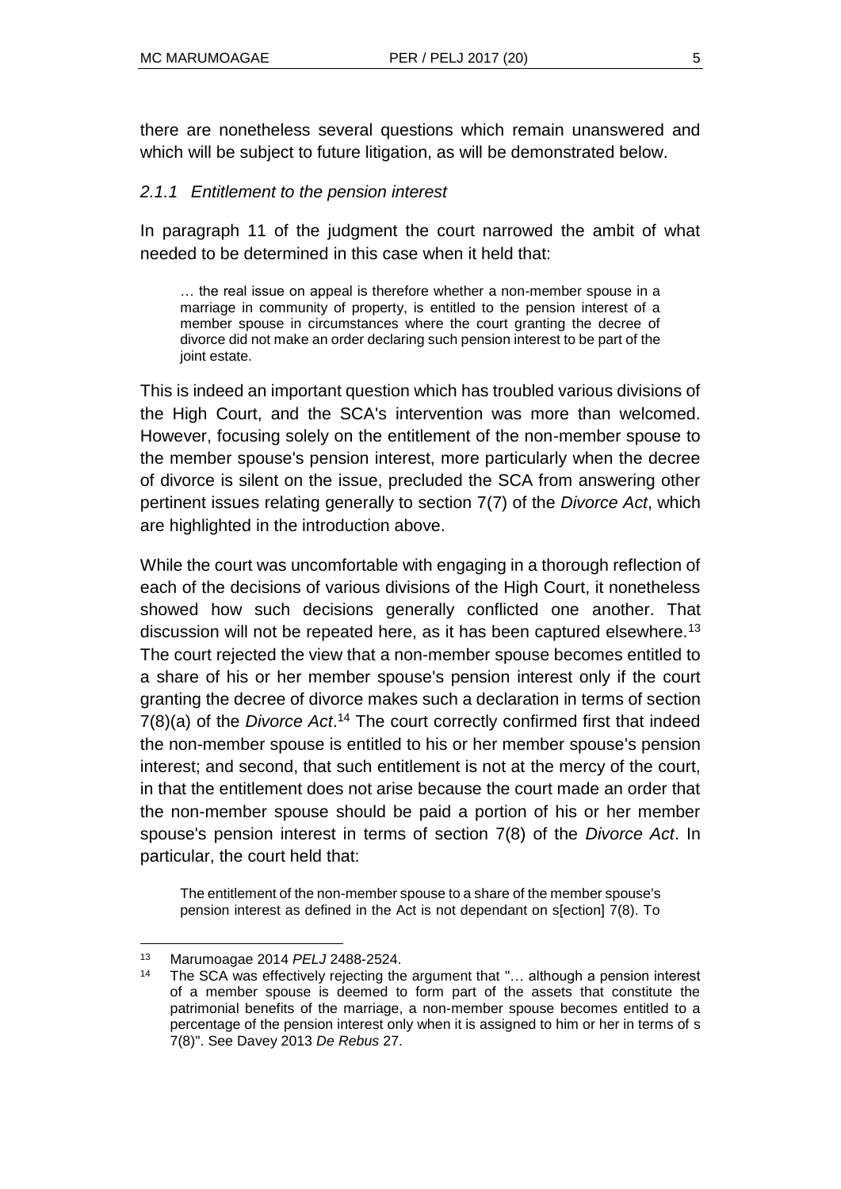there are nonetheless several questions which remain unanswered and which will be subject to future litigation, as will be demonstrated below.

### *2.1.1 Entitlement to the pension interest*

In paragraph 11 of the judgment the court narrowed the ambit of what needed to be determined in this case when it held that:

> … the real issue on appeal is therefore whether a non-member spouse in a marriage in community of property, is entitled to the pension interest of a member spouse in circumstances where the court granting the decree of divorce did not make an order declaring such pension interest to be part of the joint estate.

This is indeed an important question which has troubled various divisions of the High Court, and the SCA's intervention was more than welcomed. However, focusing solely on the entitlement of the non-member spouse to the member spouse's pension interest, more particularly when the decree of divorce is silent on the issue, precluded the SCA from answering other pertinent issues relating generally to section 7(7) of the *Divorce Act*, which are highlighted in the introduction above.

While the court was uncomfortable with engaging in a thorough reflection of each of the decisions of various divisions of the High Court, it nonetheless showed how such decisions generally conflicted one another. That discussion will not be repeated here, as it has been captured elsewhere.[13] The court rejected the view that a non-member spouse becomes entitled to a share of his or her member spouse's pension interest only if the court granting the decree of divorce makes such a declaration in terms of section 7(8)(a) of the *Divorce Act*.[14] The court correctly confirmed first that indeed the non-member spouse is entitled to his or her member spouse's pension interest; and second, that such entitlement is not at the mercy of the court, in that the entitlement does not arise because the court made an order that the non-member spouse should be paid a portion of his or her member spouse's pension interest in terms of section 7(8) of the *Divorce Act*. In particular, the court held that:

> The entitlement of the non-member spouse to a share of the member spouse's pension interest as defined in the Act is not dependant on s[ection] 7(8). To

---

[13] Marumoagae 2014 *PELJ* 2488-2524.

[14] The SCA was effectively rejecting the argument that "… although a pension interest of a member spouse is deemed to form part of the assets that constitute the patrimonial benefits of the marriage, a non-member spouse becomes entitled to a percentage of the pension interest only when it is assigned to him or her in terms of s 7(8)". See Davey 2013 *De Rebus* 27.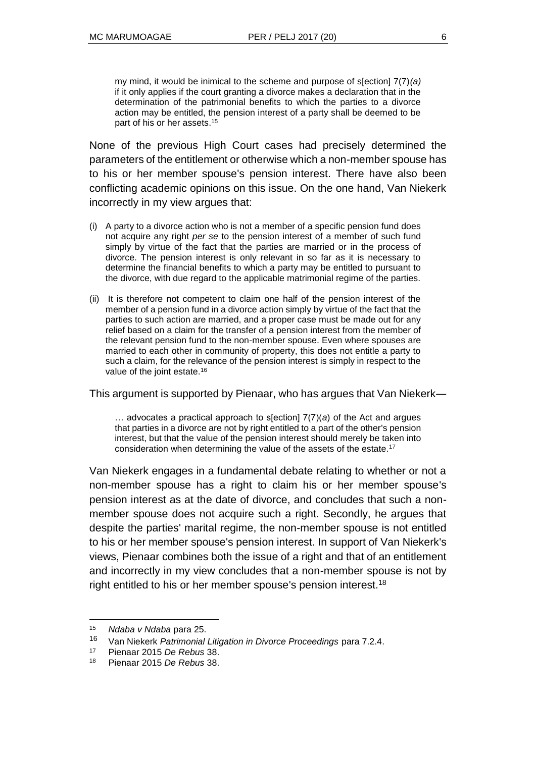> my mind, it would be inimical to the scheme and purpose of s[ection] 7(7)*(a)* if it only applies if the court granting a divorce makes a declaration that in the determination of the patrimonial benefits to which the parties to a divorce action may be entitled, the pension interest of a party shall be deemed to be part of his or her assets.[15]

None of the previous High Court cases had precisely determined the parameters of the entitlement or otherwise which a non-member spouse has to his or her member spouse's pension interest. There have also been conflicting academic opinions on this issue. On the one hand, Van Niekerk incorrectly in my view argues that:

> (i) A party to a divorce action who is not a member of a specific pension fund does not acquire any right *per se* to the pension interest of a member of such fund simply by virtue of the fact that the parties are married or in the process of divorce. The pension interest is only relevant in so far as it is necessary to determine the financial benefits to which a party may be entitled pursuant to the divorce, with due regard to the applicable matrimonial regime of the parties.
>
> (ii) It is therefore not competent to claim one half of the pension interest of the member of a pension fund in a divorce action simply by virtue of the fact that the parties to such action are married, and a proper case must be made out for any relief based on a claim for the transfer of a pension interest from the member of the relevant pension fund to the non-member spouse. Even where spouses are married to each other in community of property, this does not entitle a party to such a claim, for the relevance of the pension interest is simply in respect to the value of the joint estate.[16]

This argument is supported by Pienaar, who has argues that Van Niekerk—

> … advocates a practical approach to s[ection] 7(7)(*a*) of the Act and argues that parties in a divorce are not by right entitled to a part of the other's pension interest, but that the value of the pension interest should merely be taken into consideration when determining the value of the assets of the estate.[17]

Van Niekerk engages in a fundamental debate relating to whether or not a non-member spouse has a right to claim his or her member spouse's pension interest as at the date of divorce, and concludes that such a non-member spouse does not acquire such a right. Secondly, he argues that despite the parties' marital regime, the non-member spouse is not entitled to his or her member spouse's pension interest. In support of Van Niekerk's views, Pienaar combines both the issue of a right and that of an entitlement and incorrectly in my view concludes that a non-member spouse is not by right entitled to his or her member spouse's pension interest.[18]

---

15 *Ndaba v Ndaba* para 25.

16 Van Niekerk *Patrimonial Litigation in Divorce Proceedings* para 7.2.4.

17 Pienaar 2015 *De Rebus* 38.

18 Pienaar 2015 *De Rebus* 38.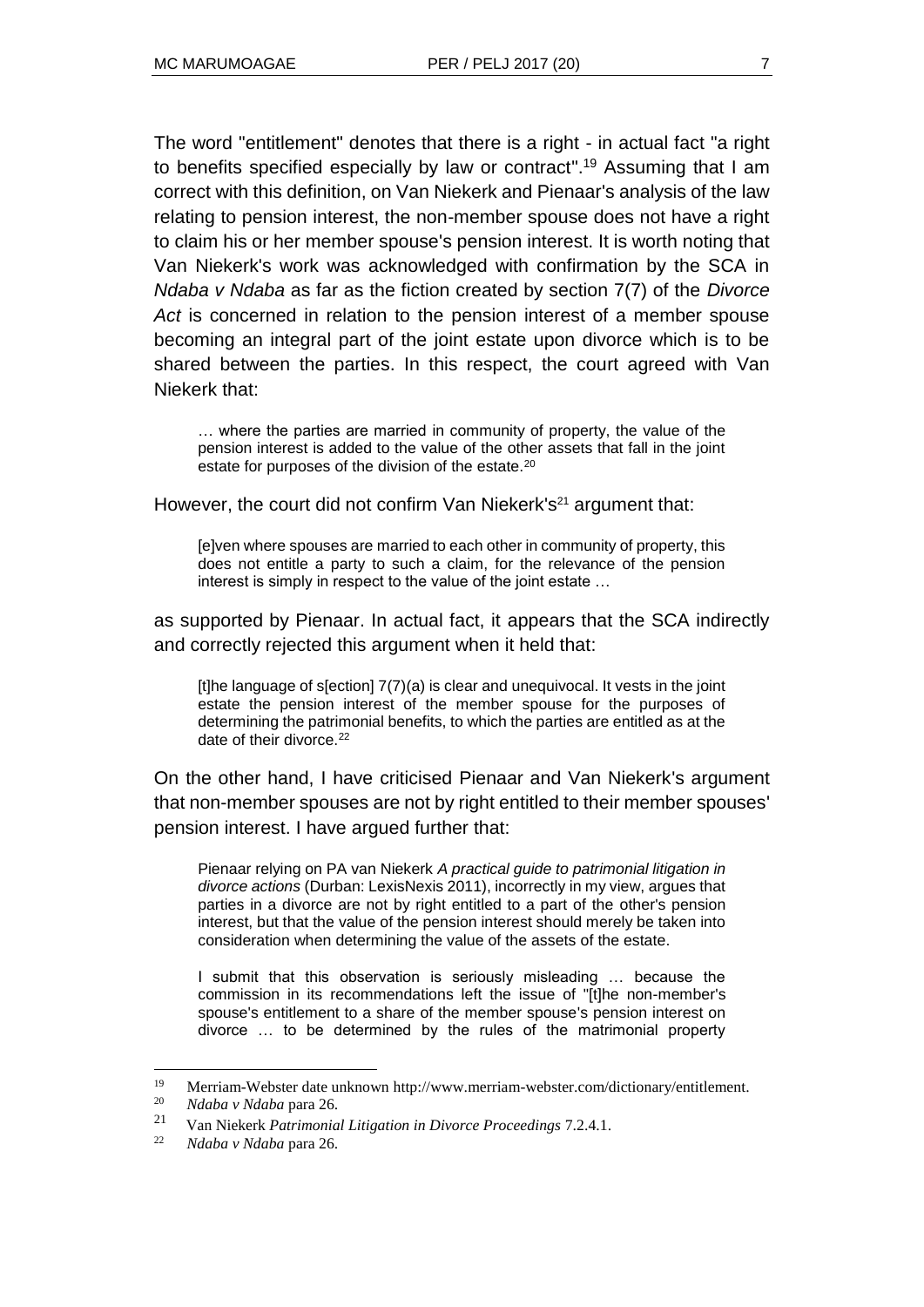The word "entitlement" denotes that there is a right - in actual fact "a right to benefits specified especially by law or contract".[19] Assuming that I am correct with this definition, on Van Niekerk and Pienaar's analysis of the law relating to pension interest, the non-member spouse does not have a right to claim his or her member spouse's pension interest. It is worth noting that Van Niekerk's work was acknowledged with confirmation by the SCA in *Ndaba v Ndaba* as far as the fiction created by section 7(7) of the *Divorce Act* is concerned in relation to the pension interest of a member spouse becoming an integral part of the joint estate upon divorce which is to be shared between the parties. In this respect, the court agreed with Van Niekerk that:

> … where the parties are married in community of property, the value of the pension interest is added to the value of the other assets that fall in the joint estate for purposes of the division of the estate.[20]

However, the court did not confirm Van Niekerk's[21] argument that:

> [e]ven where spouses are married to each other in community of property, this does not entitle a party to such a claim, for the relevance of the pension interest is simply in respect to the value of the joint estate …

as supported by Pienaar. In actual fact, it appears that the SCA indirectly and correctly rejected this argument when it held that:

> [t]he language of s[ection] 7(7)(a) is clear and unequivocal. It vests in the joint estate the pension interest of the member spouse for the purposes of determining the patrimonial benefits, to which the parties are entitled as at the date of their divorce.[22]

On the other hand, I have criticised Pienaar and Van Niekerk's argument that non-member spouses are not by right entitled to their member spouses' pension interest. I have argued further that:

> Pienaar relying on PA van Niekerk *A practical guide to patrimonial litigation in divorce actions* (Durban: LexisNexis 2011), incorrectly in my view, argues that parties in a divorce are not by right entitled to a part of the other's pension interest, but that the value of the pension interest should merely be taken into consideration when determining the value of the assets of the estate.
>
> I submit that this observation is seriously misleading … because the commission in its recommendations left the issue of "[t]he non-member's spouse's entitlement to a share of the member spouse's pension interest on divorce … to be determined by the rules of the matrimonial property

---

19 Merriam-Webster date unknown http://www.merriam-webster.com/dictionary/entitlement.

20 *Ndaba v Ndaba* para 26.

21 Van Niekerk *Patrimonial Litigation in Divorce Proceedings* 7.2.4.1.

22 *Ndaba v Ndaba* para 26.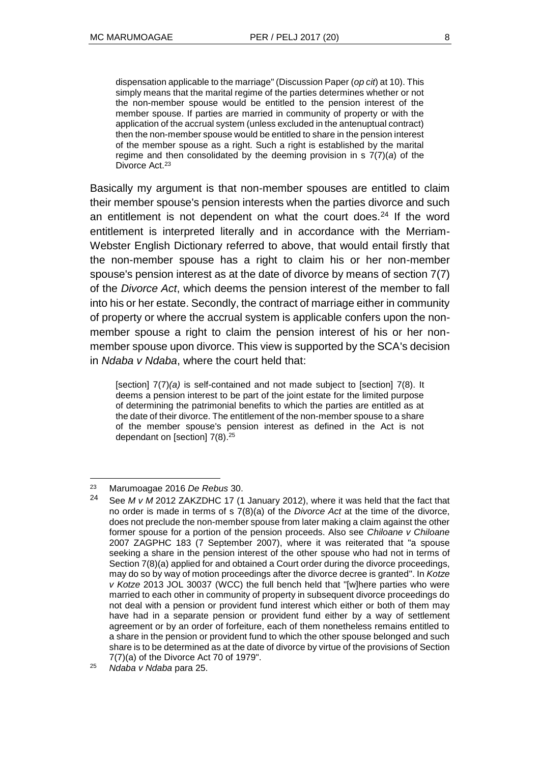> dispensation applicable to the marriage" (Discussion Paper (*op cit*) at 10). This simply means that the marital regime of the parties determines whether or not the non-member spouse would be entitled to the pension interest of the member spouse. If parties are married in community of property or with the application of the accrual system (unless excluded in the antenuptual contract) then the non-member spouse would be entitled to share in the pension interest of the member spouse as a right. Such a right is established by the marital regime and then consolidated by the deeming provision in s 7(7)(*a*) of the Divorce Act.[23]

Basically my argument is that non-member spouses are entitled to claim their member spouse's pension interests when the parties divorce and such an entitlement is not dependent on what the court does.[24] If the word entitlement is interpreted literally and in accordance with the Merriam-Webster English Dictionary referred to above, that would entail firstly that the non-member spouse has a right to claim his or her non-member spouse's pension interest as at the date of divorce by means of section 7(7) of the *Divorce Act*, which deems the pension interest of the member to fall into his or her estate. Secondly, the contract of marriage either in community of property or where the accrual system is applicable confers upon the non-member spouse a right to claim the pension interest of his or her non-member spouse upon divorce. This view is supported by the SCA's decision in *Ndaba v Ndaba*, where the court held that:

> [section] 7(7)*(a)* is self-contained and not made subject to [section] 7(8). It deems a pension interest to be part of the joint estate for the limited purpose of determining the patrimonial benefits to which the parties are entitled as at the date of their divorce. The entitlement of the non-member spouse to a share of the member spouse's pension interest as defined in the Act is not dependant on [section] 7(8).[25]

---

[23] Marumoagae 2016 *De Rebus* 30.

[24] See *M v M* 2012 ZAKZDHC 17 (1 January 2012), where it was held that the fact that no order is made in terms of s 7(8)(a) of the *Divorce Act* at the time of the divorce, does not preclude the non-member spouse from later making a claim against the other former spouse for a portion of the pension proceeds. Also see *Chiloane v Chiloane* 2007 ZAGPHC 183 (7 September 2007), where it was reiterated that "a spouse seeking a share in the pension interest of the other spouse who had not in terms of Section 7(8)(a) applied for and obtained a Court order during the divorce proceedings, may do so by way of motion proceedings after the divorce decree is granted". In *Kotze v Kotze* 2013 JOL 30037 (WCC) the full bench held that "[w]here parties who were married to each other in community of property in subsequent divorce proceedings do not deal with a pension or provident fund interest which either or both of them may have had in a separate pension or provident fund either by a way of settlement agreement or by an order of forfeiture, each of them nonetheless remains entitled to a share in the pension or provident fund to which the other spouse belonged and such share is to be determined as at the date of divorce by virtue of the provisions of Section 7(7)(a) of the Divorce Act 70 of 1979".

[25] *Ndaba v Ndaba* para 25.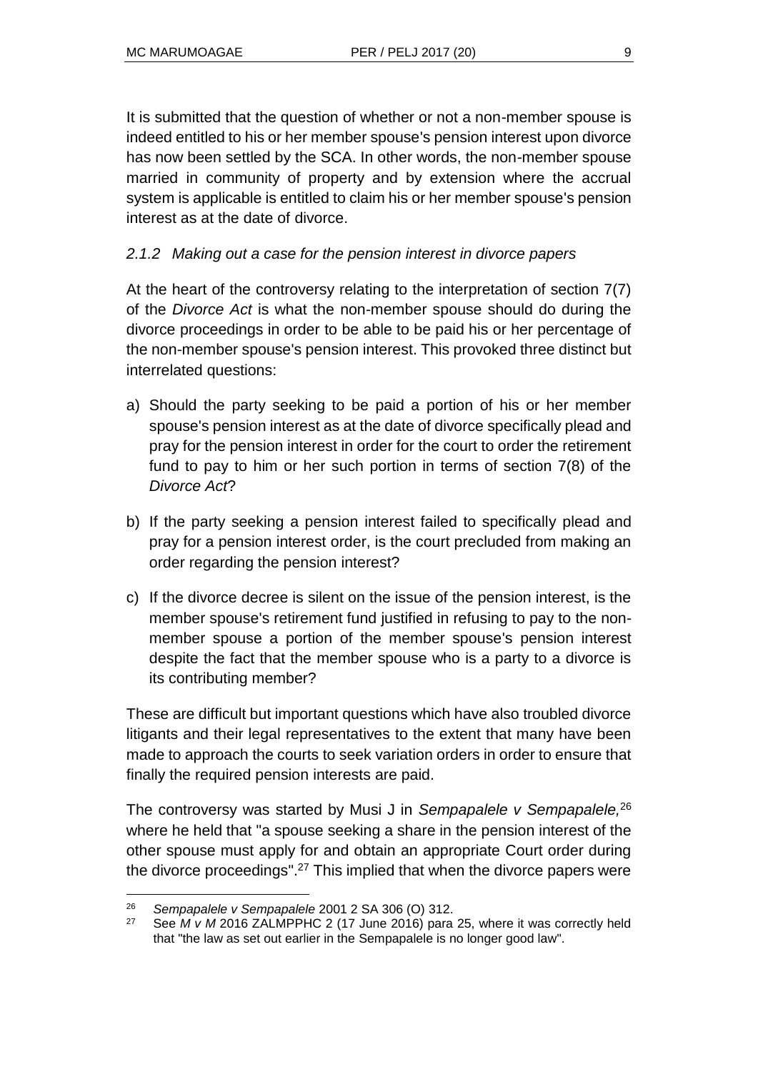It is submitted that the question of whether or not a non-member spouse is indeed entitled to his or her member spouse's pension interest upon divorce has now been settled by the SCA. In other words, the non-member spouse married in community of property and by extension where the accrual system is applicable is entitled to claim his or her member spouse's pension interest as at the date of divorce.

### *2.1.2 Making out a case for the pension interest in divorce papers*

At the heart of the controversy relating to the interpretation of section 7(7) of the *Divorce Act* is what the non-member spouse should do during the divorce proceedings in order to be able to be paid his or her percentage of the non-member spouse's pension interest. This provoked three distinct but interrelated questions:

a) Should the party seeking to be paid a portion of his or her member spouse's pension interest as at the date of divorce specifically plead and pray for the pension interest in order for the court to order the retirement fund to pay to him or her such portion in terms of section 7(8) of the *Divorce Act*?

b) If the party seeking a pension interest failed to specifically plead and pray for a pension interest order, is the court precluded from making an order regarding the pension interest?

c) If the divorce decree is silent on the issue of the pension interest, is the member spouse's retirement fund justified in refusing to pay to the non-member spouse a portion of the member spouse's pension interest despite the fact that the member spouse who is a party to a divorce is its contributing member?

These are difficult but important questions which have also troubled divorce litigants and their legal representatives to the extent that many have been made to approach the courts to seek variation orders in order to ensure that finally the required pension interests are paid.

The controversy was started by Musi J in *Sempapalele v Sempapalele,*[26] where he held that "a spouse seeking a share in the pension interest of the other spouse must apply for and obtain an appropriate Court order during the divorce proceedings".[27] This implied that when the divorce papers were

---

[26] *Sempapalele v Sempapalele* 2001 2 SA 306 (O) 312.

[27] See *M v M* 2016 ZALMPPHC 2 (17 June 2016) para 25, where it was correctly held that "the law as set out earlier in the Sempapalele is no longer good law".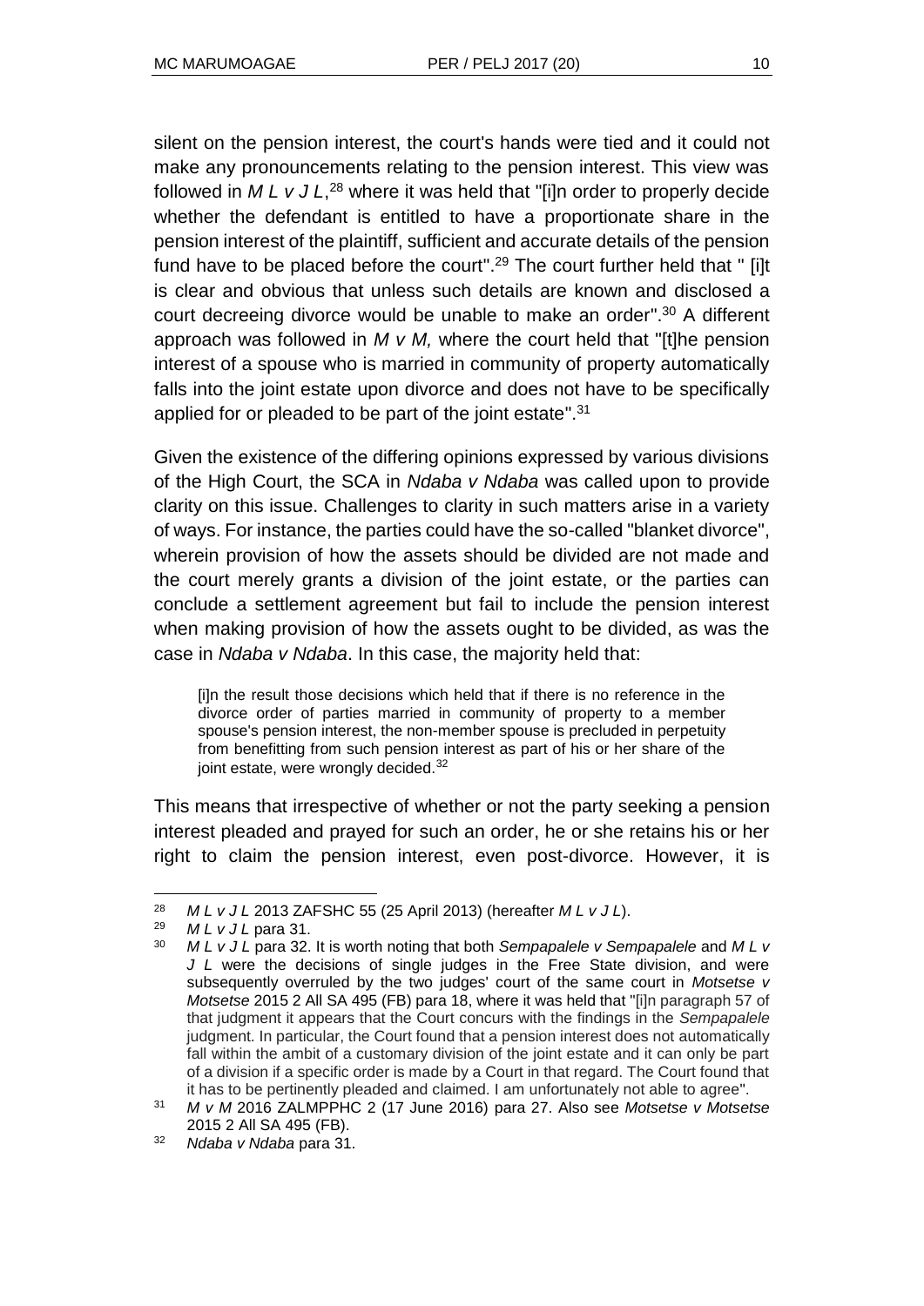silent on the pension interest, the court's hands were tied and it could not make any pronouncements relating to the pension interest. This view was followed in *M L v J L*,[28] where it was held that "[i]n order to properly decide whether the defendant is entitled to have a proportionate share in the pension interest of the plaintiff, sufficient and accurate details of the pension fund have to be placed before the court".[29] The court further held that " [i]t is clear and obvious that unless such details are known and disclosed a court decreeing divorce would be unable to make an order".[30] A different approach was followed in *M v M,* where the court held that "[t]he pension interest of a spouse who is married in community of property automatically falls into the joint estate upon divorce and does not have to be specifically applied for or pleaded to be part of the joint estate".[31]

Given the existence of the differing opinions expressed by various divisions of the High Court, the SCA in *Ndaba v Ndaba* was called upon to provide clarity on this issue. Challenges to clarity in such matters arise in a variety of ways. For instance, the parties could have the so-called "blanket divorce", wherein provision of how the assets should be divided are not made and the court merely grants a division of the joint estate, or the parties can conclude a settlement agreement but fail to include the pension interest when making provision of how the assets ought to be divided, as was the case in *Ndaba v Ndaba*. In this case, the majority held that:

> [i]n the result those decisions which held that if there is no reference in the divorce order of parties married in community of property to a member spouse's pension interest, the non-member spouse is precluded in perpetuity from benefitting from such pension interest as part of his or her share of the joint estate, were wrongly decided.[32]

This means that irrespective of whether or not the party seeking a pension interest pleaded and prayed for such an order, he or she retains his or her right to claim the pension interest, even post-divorce. However, it is

---

[28] *M L v J L* 2013 ZAFSHC 55 (25 April 2013) (hereafter *M L v J L*).

[29] *M L v J L* para 31.

[30] *M L v J L* para 32. It is worth noting that both *Sempapalele v Sempapalele* and *M L v J L* were the decisions of single judges in the Free State division, and were subsequently overruled by the two judges' court of the same court in *Motsetse v Motsetse* 2015 2 All SA 495 (FB) para 18, where it was held that "[i]n paragraph 57 of that judgment it appears that the Court concurs with the findings in the *Sempapalele* judgment. In particular, the Court found that a pension interest does not automatically fall within the ambit of a customary division of the joint estate and it can only be part of a division if a specific order is made by a Court in that regard. The Court found that it has to be pertinently pleaded and claimed. I am unfortunately not able to agree".

[31] *M v M* 2016 ZALMPPHC 2 (17 June 2016) para 27. Also see *Motsetse v Motsetse* 2015 2 All SA 495 (FB).

[32] *Ndaba v Ndaba* para 31.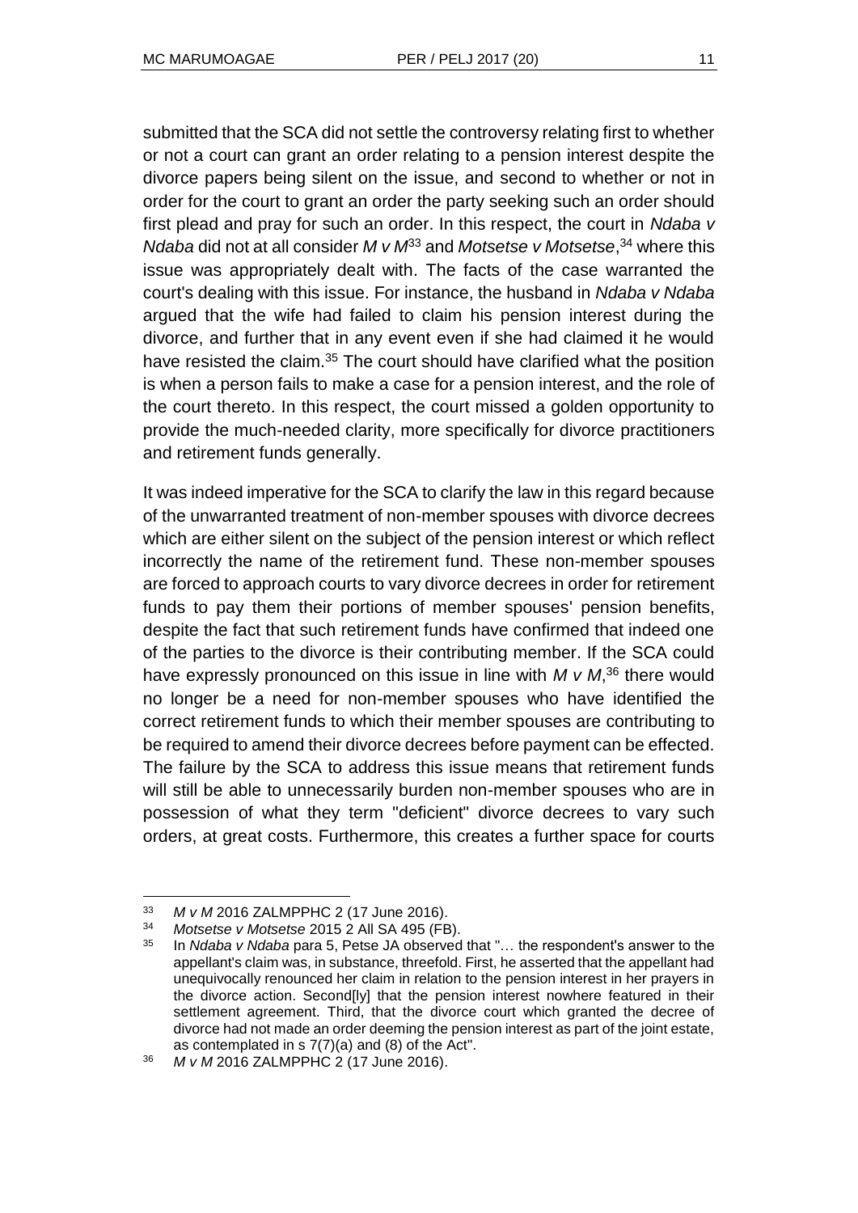submitted that the SCA did not settle the controversy relating first to whether or not a court can grant an order relating to a pension interest despite the divorce papers being silent on the issue, and second to whether or not in order for the court to grant an order the party seeking such an order should first plead and pray for such an order. In this respect, the court in *Ndaba v Ndaba* did not at all consider *M v M*[33] and *Motsetse v Motsetse*,[34] where this issue was appropriately dealt with. The facts of the case warranted the court's dealing with this issue. For instance, the husband in *Ndaba v Ndaba* argued that the wife had failed to claim his pension interest during the divorce, and further that in any event even if she had claimed it he would have resisted the claim.[35] The court should have clarified what the position is when a person fails to make a case for a pension interest, and the role of the court thereto. In this respect, the court missed a golden opportunity to provide the much-needed clarity, more specifically for divorce practitioners and retirement funds generally.

It was indeed imperative for the SCA to clarify the law in this regard because of the unwarranted treatment of non-member spouses with divorce decrees which are either silent on the subject of the pension interest or which reflect incorrectly the name of the retirement fund. These non-member spouses are forced to approach courts to vary divorce decrees in order for retirement funds to pay them their portions of member spouses' pension benefits, despite the fact that such retirement funds have confirmed that indeed one of the parties to the divorce is their contributing member. If the SCA could have expressly pronounced on this issue in line with *M v M*,[36] there would no longer be a need for non-member spouses who have identified the correct retirement funds to which their member spouses are contributing to be required to amend their divorce decrees before payment can be effected. The failure by the SCA to address this issue means that retirement funds will still be able to unnecessarily burden non-member spouses who are in possession of what they term "deficient" divorce decrees to vary such orders, at great costs. Furthermore, this creates a further space for courts

---

[33] *M v M* 2016 ZALMPPHC 2 (17 June 2016).

[34] *Motsetse v Motsetse* 2015 2 All SA 495 (FB).

[35] In *Ndaba v Ndaba* para 5, Petse JA observed that "… the respondent's answer to the appellant's claim was, in substance, threefold. First, he asserted that the appellant had unequivocally renounced her claim in relation to the pension interest in her prayers in the divorce action. Second[ly] that the pension interest nowhere featured in their settlement agreement. Third, that the divorce court which granted the decree of divorce had not made an order deeming the pension interest as part of the joint estate, as contemplated in s 7(7)(a) and (8) of the Act".

[36] *M v M* 2016 ZALMPPHC 2 (17 June 2016).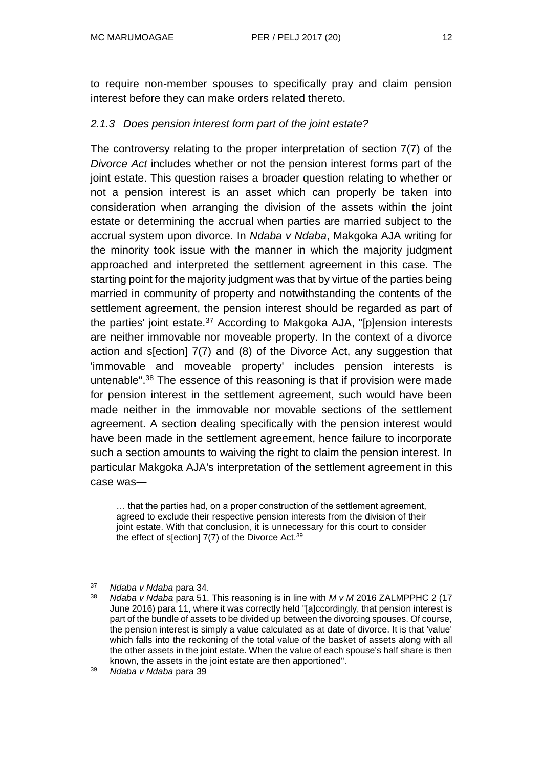to require non-member spouses to specifically pray and claim pension interest before they can make orders related thereto.

### *2.1.3 Does pension interest form part of the joint estate?*

The controversy relating to the proper interpretation of section 7(7) of the *Divorce Act* includes whether or not the pension interest forms part of the joint estate. This question raises a broader question relating to whether or not a pension interest is an asset which can properly be taken into consideration when arranging the division of the assets within the joint estate or determining the accrual when parties are married subject to the accrual system upon divorce. In *Ndaba v Ndaba*, Makgoka AJA writing for the minority took issue with the manner in which the majority judgment approached and interpreted the settlement agreement in this case. The starting point for the majority judgment was that by virtue of the parties being married in community of property and notwithstanding the contents of the settlement agreement, the pension interest should be regarded as part of the parties' joint estate.[37] According to Makgoka AJA, "[p]ension interests are neither immovable nor moveable property. In the context of a divorce action and s[ection] 7(7) and (8) of the Divorce Act, any suggestion that 'immovable and moveable property' includes pension interests is untenable".[38] The essence of this reasoning is that if provision were made for pension interest in the settlement agreement, such would have been made neither in the immovable nor movable sections of the settlement agreement. A section dealing specifically with the pension interest would have been made in the settlement agreement, hence failure to incorporate such a section amounts to waiving the right to claim the pension interest. In particular Makgoka AJA's interpretation of the settlement agreement in this case was—

> … that the parties had, on a proper construction of the settlement agreement, agreed to exclude their respective pension interests from the division of their joint estate. With that conclusion, it is unnecessary for this court to consider the effect of s[ection] 7(7) of the Divorce Act.[39]

---

[37] *Ndaba v Ndaba* para 34.

[38] *Ndaba v Ndaba* para 51. This reasoning is in line with *M v M* 2016 ZALMPPHC 2 (17 June 2016) para 11, where it was correctly held "[a]ccordingly, that pension interest is part of the bundle of assets to be divided up between the divorcing spouses. Of course, the pension interest is simply a value calculated as at date of divorce. It is that 'value' which falls into the reckoning of the total value of the basket of assets along with all the other assets in the joint estate. When the value of each spouse's half share is then known, the assets in the joint estate are then apportioned".

[39] *Ndaba v Ndaba* para 39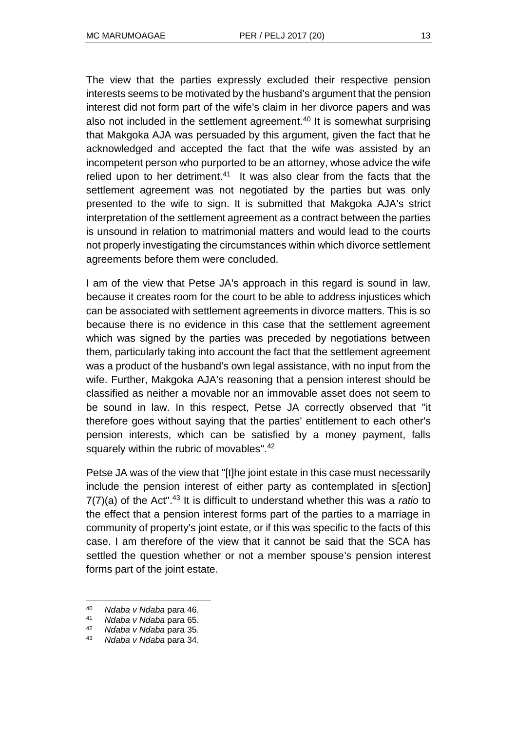The view that the parties expressly excluded their respective pension interests seems to be motivated by the husband's argument that the pension interest did not form part of the wife's claim in her divorce papers and was also not included in the settlement agreement.[40] It is somewhat surprising that Makgoka AJA was persuaded by this argument, given the fact that he acknowledged and accepted the fact that the wife was assisted by an incompetent person who purported to be an attorney, whose advice the wife relied upon to her detriment.[41] It was also clear from the facts that the settlement agreement was not negotiated by the parties but was only presented to the wife to sign. It is submitted that Makgoka AJA's strict interpretation of the settlement agreement as a contract between the parties is unsound in relation to matrimonial matters and would lead to the courts not properly investigating the circumstances within which divorce settlement agreements before them were concluded.

I am of the view that Petse JA's approach in this regard is sound in law, because it creates room for the court to be able to address injustices which can be associated with settlement agreements in divorce matters. This is so because there is no evidence in this case that the settlement agreement which was signed by the parties was preceded by negotiations between them, particularly taking into account the fact that the settlement agreement was a product of the husband's own legal assistance, with no input from the wife. Further, Makgoka AJA's reasoning that a pension interest should be classified as neither a movable nor an immovable asset does not seem to be sound in law. In this respect, Petse JA correctly observed that "it therefore goes without saying that the parties' entitlement to each other's pension interests, which can be satisfied by a money payment, falls squarely within the rubric of movables".[42]

Petse JA was of the view that "[t]he joint estate in this case must necessarily include the pension interest of either party as contemplated in s[ection] 7(7)(a) of the Act".[43] It is difficult to understand whether this was a *ratio* to the effect that a pension interest forms part of the parties to a marriage in community of property's joint estate, or if this was specific to the facts of this case. I am therefore of the view that it cannot be said that the SCA has settled the question whether or not a member spouse's pension interest forms part of the joint estate.

---

[40] *Ndaba v Ndaba* para 46.

[41] *Ndaba v Ndaba* para 65.

[42] *Ndaba v Ndaba* para 35.

[43] *Ndaba v Ndaba* para 34.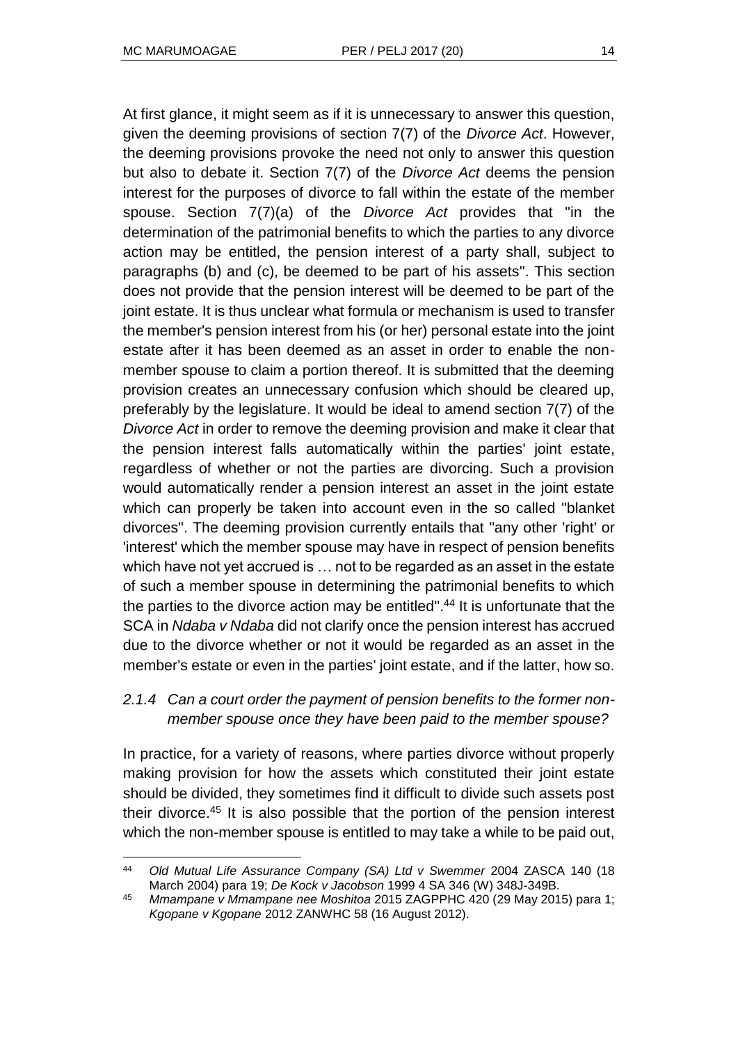At first glance, it might seem as if it is unnecessary to answer this question, given the deeming provisions of section 7(7) of the *Divorce Act*. However, the deeming provisions provoke the need not only to answer this question but also to debate it. Section 7(7) of the *Divorce Act* deems the pension interest for the purposes of divorce to fall within the estate of the member spouse. Section 7(7)(a) of the *Divorce Act* provides that "in the determination of the patrimonial benefits to which the parties to any divorce action may be entitled, the pension interest of a party shall, subject to paragraphs (b) and (c), be deemed to be part of his assets". This section does not provide that the pension interest will be deemed to be part of the joint estate. It is thus unclear what formula or mechanism is used to transfer the member's pension interest from his (or her) personal estate into the joint estate after it has been deemed as an asset in order to enable the non-member spouse to claim a portion thereof. It is submitted that the deeming provision creates an unnecessary confusion which should be cleared up, preferably by the legislature. It would be ideal to amend section 7(7) of the *Divorce Act* in order to remove the deeming provision and make it clear that the pension interest falls automatically within the parties' joint estate, regardless of whether or not the parties are divorcing. Such a provision would automatically render a pension interest an asset in the joint estate which can properly be taken into account even in the so called "blanket divorces". The deeming provision currently entails that "any other 'right' or 'interest' which the member spouse may have in respect of pension benefits which have not yet accrued is … not to be regarded as an asset in the estate of such a member spouse in determining the patrimonial benefits to which the parties to the divorce action may be entitled".[44] It is unfortunate that the SCA in *Ndaba v Ndaba* did not clarify once the pension interest has accrued due to the divorce whether or not it would be regarded as an asset in the member's estate or even in the parties' joint estate, and if the latter, how so.

### 2.1.4 *Can a court order the payment of pension benefits to the former non-member spouse once they have been paid to the member spouse?*

In practice, for a variety of reasons, where parties divorce without properly making provision for how the assets which constituted their joint estate should be divided, they sometimes find it difficult to divide such assets post their divorce.[45] It is also possible that the portion of the pension interest which the non-member spouse is entitled to may take a while to be paid out,

---

[44] *Old Mutual Life Assurance Company (SA) Ltd v Swemmer* 2004 ZASCA 140 (18 March 2004) para 19; *De Kock v Jacobson* 1999 4 SA 346 (W) 348J-349B.

[45] *Mmampane v Mmampane nee Moshitoa* 2015 ZAGPPHC 420 (29 May 2015) para 1; *Kgopane v Kgopane* 2012 ZANWHC 58 (16 August 2012).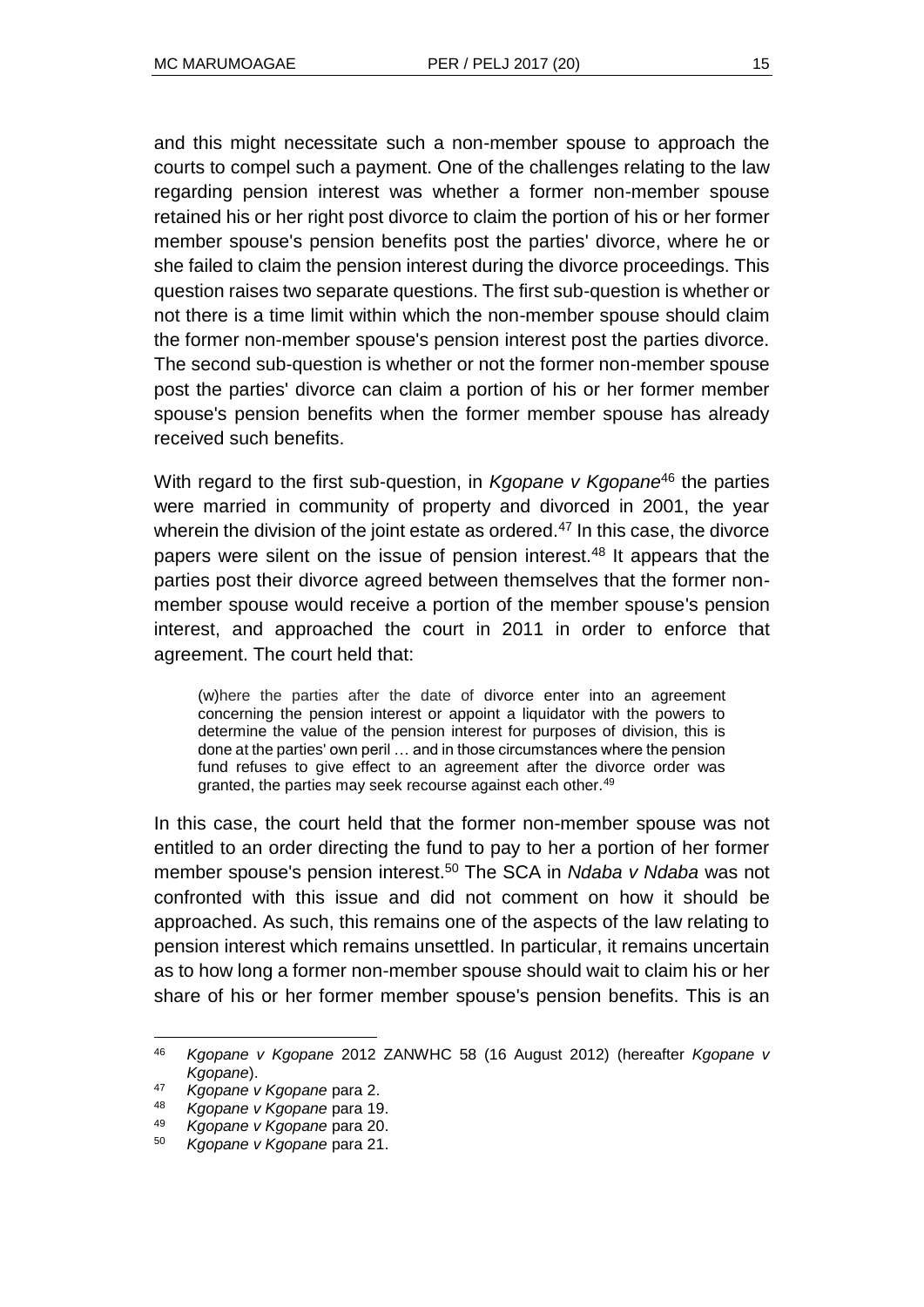and this might necessitate such a non-member spouse to approach the courts to compel such a payment. One of the challenges relating to the law regarding pension interest was whether a former non-member spouse retained his or her right post divorce to claim the portion of his or her former member spouse's pension benefits post the parties' divorce, where he or she failed to claim the pension interest during the divorce proceedings. This question raises two separate questions. The first sub-question is whether or not there is a time limit within which the non-member spouse should claim the former non-member spouse's pension interest post the parties divorce. The second sub-question is whether or not the former non-member spouse post the parties' divorce can claim a portion of his or her former member spouse's pension benefits when the former member spouse has already received such benefits.

With regard to the first sub-question, in *Kgopane v Kgopane*[46] the parties were married in community of property and divorced in 2001, the year wherein the division of the joint estate as ordered.[47] In this case, the divorce papers were silent on the issue of pension interest.[48] It appears that the parties post their divorce agreed between themselves that the former non-member spouse would receive a portion of the member spouse's pension interest, and approached the court in 2011 in order to enforce that agreement. The court held that:

> (w)here the parties after the date of divorce enter into an agreement concerning the pension interest or appoint a liquidator with the powers to determine the value of the pension interest for purposes of division, this is done at the parties' own peril … and in those circumstances where the pension fund refuses to give effect to an agreement after the divorce order was granted, the parties may seek recourse against each other.[49]

In this case, the court held that the former non-member spouse was not entitled to an order directing the fund to pay to her a portion of her former member spouse's pension interest.[50] The SCA in *Ndaba v Ndaba* was not confronted with this issue and did not comment on how it should be approached. As such, this remains one of the aspects of the law relating to pension interest which remains unsettled. In particular, it remains uncertain as to how long a former non-member spouse should wait to claim his or her share of his or her former member spouse's pension benefits. This is an

---

[46] *Kgopane v Kgopane* 2012 ZANWHC 58 (16 August 2012) (hereafter *Kgopane v Kgopane*).

[47] *Kgopane v Kgopane* para 2.

[48] *Kgopane v Kgopane* para 19.

[49] *Kgopane v Kgopane* para 20.

[50] *Kgopane v Kgopane* para 21.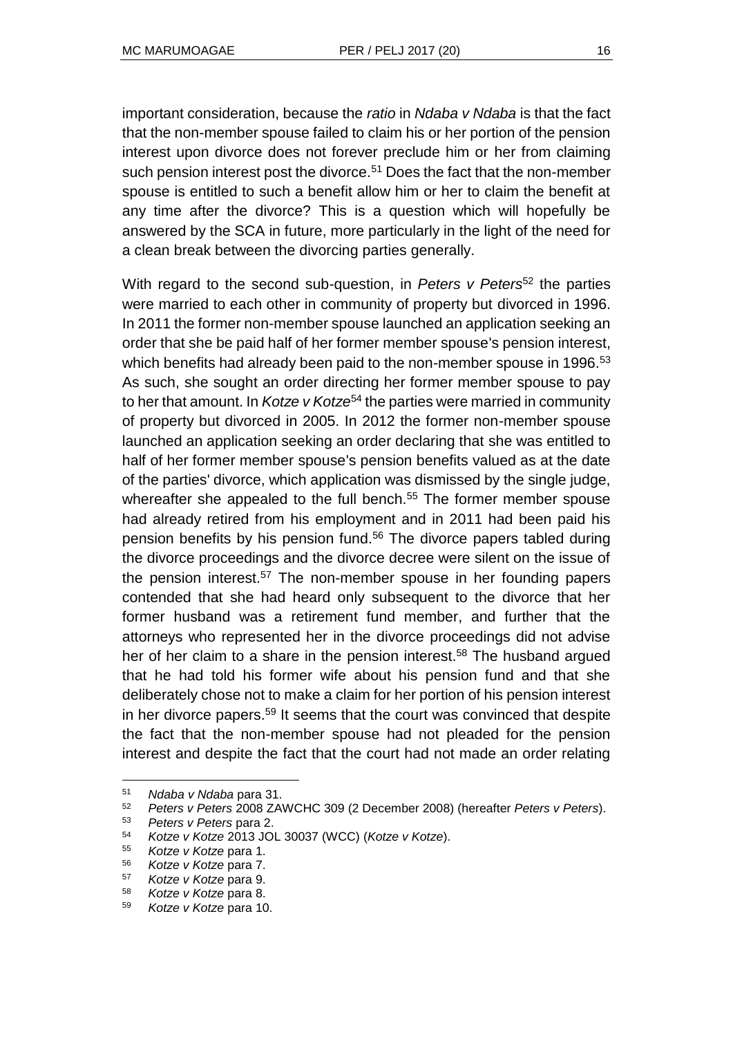important consideration, because the *ratio* in *Ndaba v Ndaba* is that the fact that the non-member spouse failed to claim his or her portion of the pension interest upon divorce does not forever preclude him or her from claiming such pension interest post the divorce.[51] Does the fact that the non-member spouse is entitled to such a benefit allow him or her to claim the benefit at any time after the divorce? This is a question which will hopefully be answered by the SCA in future, more particularly in the light of the need for a clean break between the divorcing parties generally.

With regard to the second sub-question, in *Peters v Peters*[52] the parties were married to each other in community of property but divorced in 1996. In 2011 the former non-member spouse launched an application seeking an order that she be paid half of her former member spouse's pension interest, which benefits had already been paid to the non-member spouse in 1996.[53] As such, she sought an order directing her former member spouse to pay to her that amount. In *Kotze v Kotze*[54] the parties were married in community of property but divorced in 2005. In 2012 the former non-member spouse launched an application seeking an order declaring that she was entitled to half of her former member spouse's pension benefits valued as at the date of the parties' divorce, which application was dismissed by the single judge, whereafter she appealed to the full bench.[55] The former member spouse had already retired from his employment and in 2011 had been paid his pension benefits by his pension fund.[56] The divorce papers tabled during the divorce proceedings and the divorce decree were silent on the issue of the pension interest.[57] The non-member spouse in her founding papers contended that she had heard only subsequent to the divorce that her former husband was a retirement fund member, and further that the attorneys who represented her in the divorce proceedings did not advise her of her claim to a share in the pension interest.[58] The husband argued that he had told his former wife about his pension fund and that she deliberately chose not to make a claim for her portion of his pension interest in her divorce papers.[59] It seems that the court was convinced that despite the fact that the non-member spouse had not pleaded for the pension interest and despite the fact that the court had not made an order relating

---

[51] *Ndaba v Ndaba* para 31.

[52] *Peters v Peters* 2008 ZAWCHC 309 (2 December 2008) (hereafter *Peters v Peters*).

[53] *Peters v Peters* para 2.

[54] *Kotze v Kotze* 2013 JOL 30037 (WCC) (*Kotze v Kotze*).

[55] *Kotze v Kotze* para 1.

[56] *Kotze v Kotze* para 7.

[57] *Kotze v Kotze* para 9.

[58] *Kotze v Kotze* para 8.

[59] *Kotze v Kotze* para 10.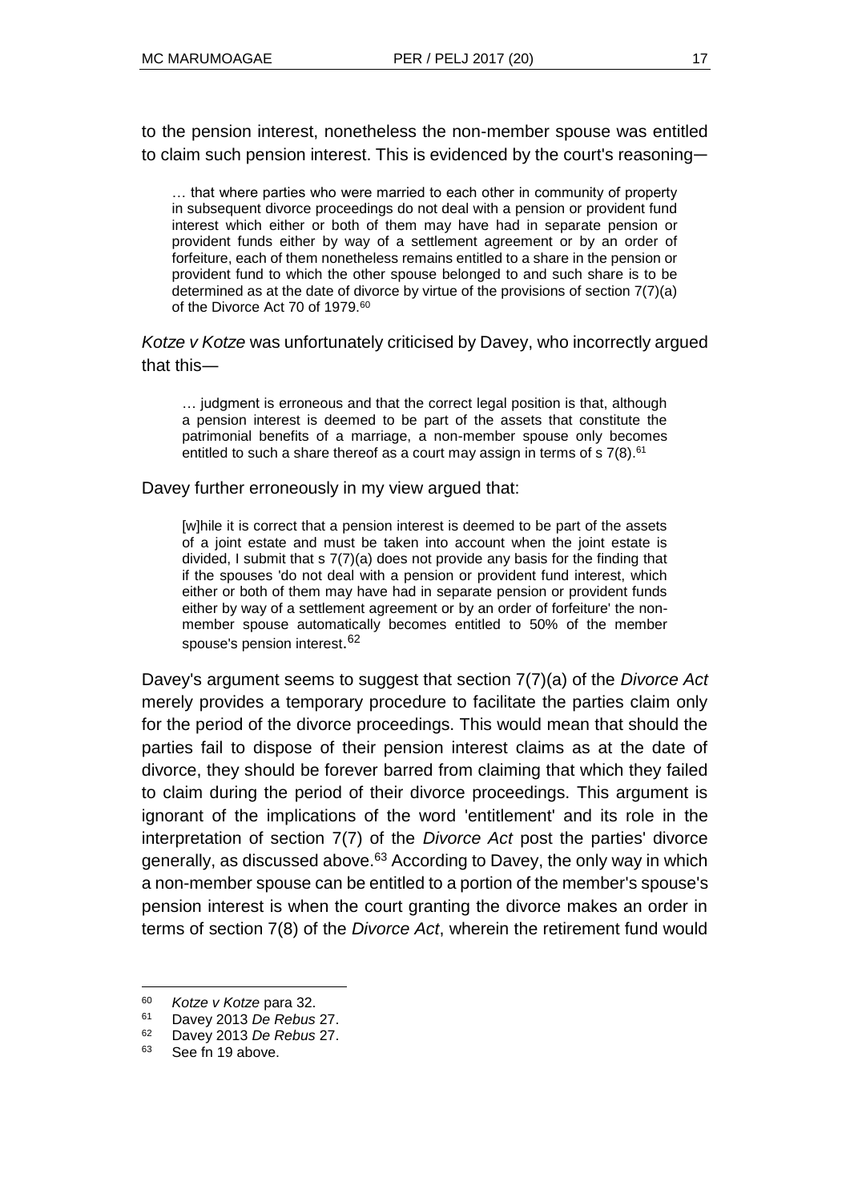to the pension interest, nonetheless the non-member spouse was entitled to claim such pension interest. This is evidenced by the court's reasoning—

> … that where parties who were married to each other in community of property in subsequent divorce proceedings do not deal with a pension or provident fund interest which either or both of them may have had in separate pension or provident funds either by way of a settlement agreement or by an order of forfeiture, each of them nonetheless remains entitled to a share in the pension or provident fund to which the other spouse belonged to and such share is to be determined as at the date of divorce by virtue of the provisions of section 7(7)(a) of the Divorce Act 70 of 1979.[60]

*Kotze v Kotze* was unfortunately criticised by Davey, who incorrectly argued that this—

> … judgment is erroneous and that the correct legal position is that, although a pension interest is deemed to be part of the assets that constitute the patrimonial benefits of a marriage, a non-member spouse only becomes entitled to such a share thereof as a court may assign in terms of s 7(8).[61]

Davey further erroneously in my view argued that:

> [w]hile it is correct that a pension interest is deemed to be part of the assets of a joint estate and must be taken into account when the joint estate is divided, I submit that s 7(7)(a) does not provide any basis for the finding that if the spouses 'do not deal with a pension or provident fund interest, which either or both of them may have had in separate pension or provident funds either by way of a settlement agreement or by an order of forfeiture' the non-member spouse automatically becomes entitled to 50% of the member spouse's pension interest.[62]

Davey's argument seems to suggest that section 7(7)(a) of the *Divorce Act* merely provides a temporary procedure to facilitate the parties claim only for the period of the divorce proceedings. This would mean that should the parties fail to dispose of their pension interest claims as at the date of divorce, they should be forever barred from claiming that which they failed to claim during the period of their divorce proceedings. This argument is ignorant of the implications of the word 'entitlement' and its role in the interpretation of section 7(7) of the *Divorce Act* post the parties' divorce generally, as discussed above.[63] According to Davey, the only way in which a non-member spouse can be entitled to a portion of the member's spouse's pension interest is when the court granting the divorce makes an order in terms of section 7(8) of the *Divorce Act*, wherein the retirement fund would

---

[60] *Kotze v Kotze* para 32.

[61] Davey 2013 *De Rebus* 27.

[62] Davey 2013 *De Rebus* 27.

[63] See fn 19 above.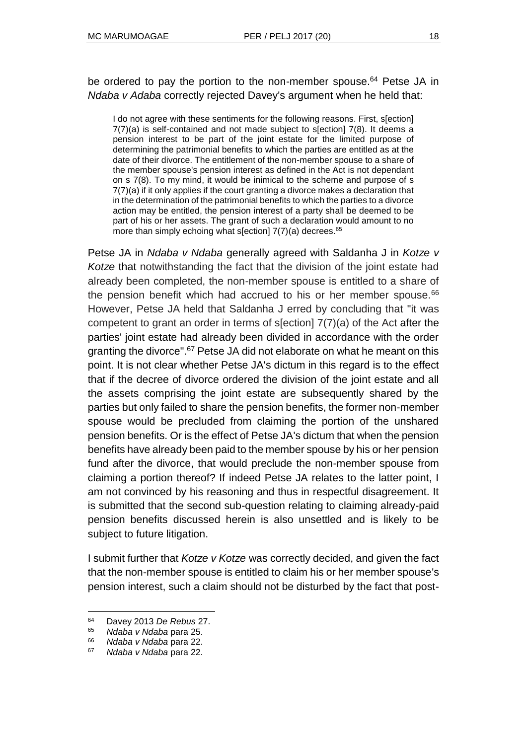be ordered to pay the portion to the non-member spouse.[64] Petse JA in *Ndaba v Adaba* correctly rejected Davey's argument when he held that:

> I do not agree with these sentiments for the following reasons. First, s[ection] 7(7)(a) is self-contained and not made subject to s[ection] 7(8). It deems a pension interest to be part of the joint estate for the limited purpose of determining the patrimonial benefits to which the parties are entitled as at the date of their divorce. The entitlement of the non-member spouse to a share of the member spouse's pension interest as defined in the Act is not dependant on s 7(8). To my mind, it would be inimical to the scheme and purpose of s 7(7)(a) if it only applies if the court granting a divorce makes a declaration that in the determination of the patrimonial benefits to which the parties to a divorce action may be entitled, the pension interest of a party shall be deemed to be part of his or her assets. The grant of such a declaration would amount to no more than simply echoing what s[ection] 7(7)(a) decrees.[65]

Petse JA in *Ndaba v Ndaba* generally agreed with Saldanha J in *Kotze v Kotze* that notwithstanding the fact that the division of the joint estate had already been completed, the non-member spouse is entitled to a share of the pension benefit which had accrued to his or her member spouse.[66] However, Petse JA held that Saldanha J erred by concluding that "it was competent to grant an order in terms of s[ection] 7(7)(a) of the Act after the parties' joint estate had already been divided in accordance with the order granting the divorce".[67] Petse JA did not elaborate on what he meant on this point. It is not clear whether Petse JA's dictum in this regard is to the effect that if the decree of divorce ordered the division of the joint estate and all the assets comprising the joint estate are subsequently shared by the parties but only failed to share the pension benefits, the former non-member spouse would be precluded from claiming the portion of the unshared pension benefits. Or is the effect of Petse JA's dictum that when the pension benefits have already been paid to the member spouse by his or her pension fund after the divorce, that would preclude the non-member spouse from claiming a portion thereof? If indeed Petse JA relates to the latter point, I am not convinced by his reasoning and thus in respectful disagreement. It is submitted that the second sub-question relating to claiming already-paid pension benefits discussed herein is also unsettled and is likely to be subject to future litigation.

I submit further that *Kotze v Kotze* was correctly decided, and given the fact that the non-member spouse is entitled to claim his or her member spouse's pension interest, such a claim should not be disturbed by the fact that post-

---

64 Davey 2013 *De Rebus* 27.

65 *Ndaba v Ndaba* para 25.

66 *Ndaba v Ndaba* para 22.

67 *Ndaba v Ndaba* para 22.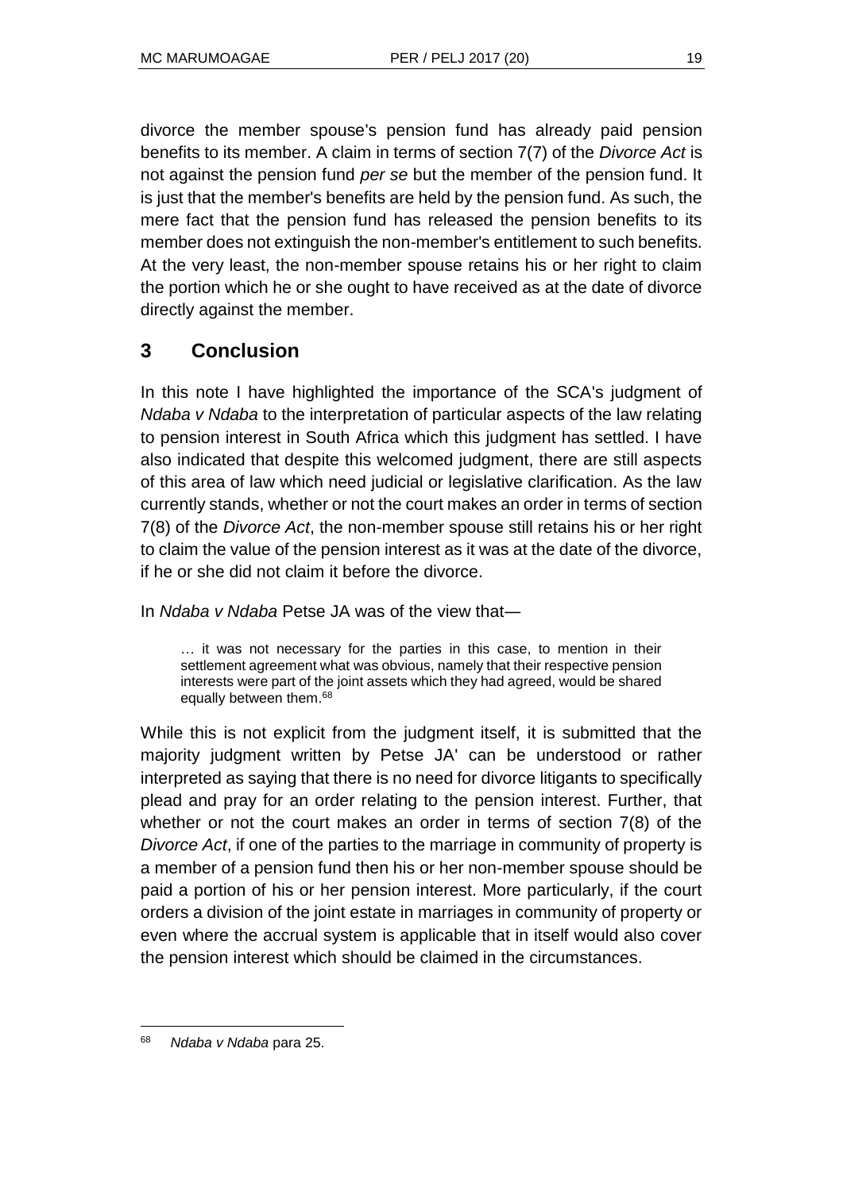divorce the member spouse's pension fund has already paid pension benefits to its member. A claim in terms of section 7(7) of the *Divorce Act* is not against the pension fund *per se* but the member of the pension fund. It is just that the member's benefits are held by the pension fund. As such, the mere fact that the pension fund has released the pension benefits to its member does not extinguish the non-member's entitlement to such benefits. At the very least, the non-member spouse retains his or her right to claim the portion which he or she ought to have received as at the date of divorce directly against the member.

## 3 Conclusion

In this note I have highlighted the importance of the SCA's judgment of *Ndaba v Ndaba* to the interpretation of particular aspects of the law relating to pension interest in South Africa which this judgment has settled. I have also indicated that despite this welcomed judgment, there are still aspects of this area of law which need judicial or legislative clarification. As the law currently stands, whether or not the court makes an order in terms of section 7(8) of the *Divorce Act*, the non-member spouse still retains his or her right to claim the value of the pension interest as it was at the date of the divorce, if he or she did not claim it before the divorce.

In *Ndaba v Ndaba* Petse JA was of the view that—

> … it was not necessary for the parties in this case, to mention in their settlement agreement what was obvious, namely that their respective pension interests were part of the joint assets which they had agreed, would be shared equally between them.[68]

While this is not explicit from the judgment itself, it is submitted that the majority judgment written by Petse JA' can be understood or rather interpreted as saying that there is no need for divorce litigants to specifically plead and pray for an order relating to the pension interest. Further, that whether or not the court makes an order in terms of section 7(8) of the *Divorce Act*, if one of the parties to the marriage in community of property is a member of a pension fund then his or her non-member spouse should be paid a portion of his or her pension interest. More particularly, if the court orders a division of the joint estate in marriages in community of property or even where the accrual system is applicable that in itself would also cover the pension interest which should be claimed in the circumstances.

---

[68] *Ndaba v Ndaba* para 25.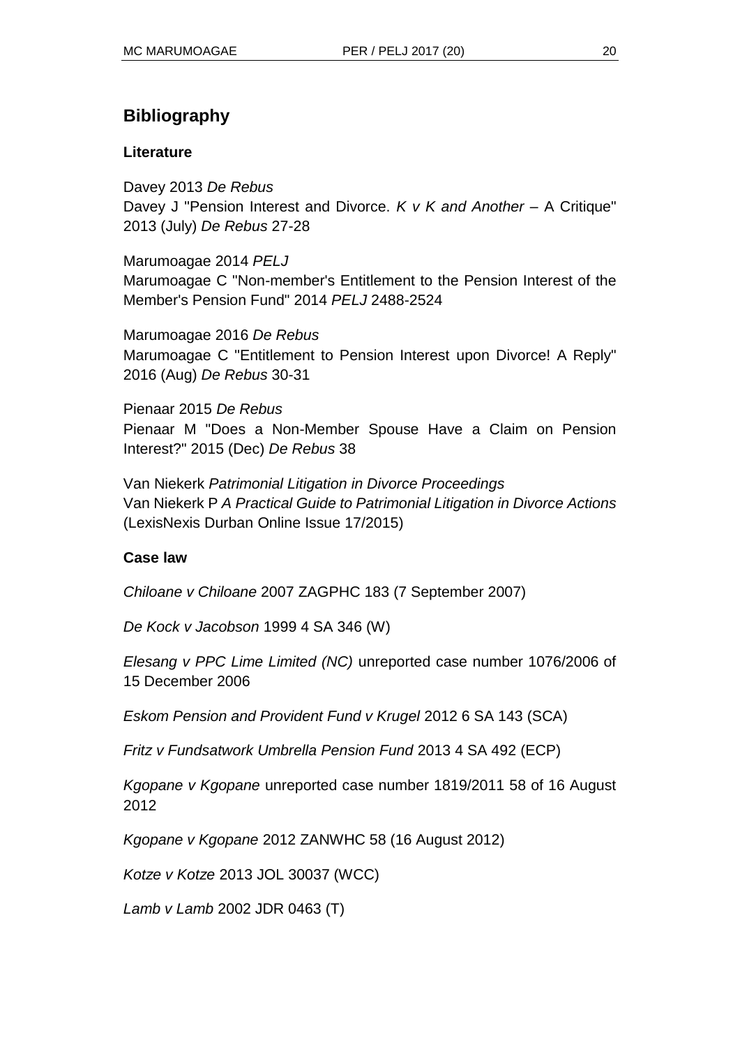## Bibliography

### Literature

Davey 2013 *De Rebus*
Davey J "Pension Interest and Divorce. *K v K and Another* – A Critique" 2013 (July) *De Rebus* 27-28

Marumoagae 2014 *PELJ*
Marumoagae C "Non-member's Entitlement to the Pension Interest of the Member's Pension Fund" 2014 *PELJ* 2488-2524

Marumoagae 2016 *De Rebus*
Marumoagae C "Entitlement to Pension Interest upon Divorce! A Reply" 2016 (Aug) *De Rebus* 30-31

Pienaar 2015 *De Rebus*
Pienaar M "Does a Non-Member Spouse Have a Claim on Pension Interest?" 2015 (Dec) *De Rebus* 38

Van Niekerk *Patrimonial Litigation in Divorce Proceedings*
Van Niekerk P *A Practical Guide to Patrimonial Litigation in Divorce Actions* (LexisNexis Durban Online Issue 17/2015)

### Case law

*Chiloane v Chiloane* 2007 ZAGPHC 183 (7 September 2007)

*De Kock v Jacobson* 1999 4 SA 346 (W)

*Elesang v PPC Lime Limited (NC)* unreported case number 1076/2006 of 15 December 2006

*Eskom Pension and Provident Fund v Krugel* 2012 6 SA 143 (SCA)

*Fritz v Fundsatwork Umbrella Pension Fund* 2013 4 SA 492 (ECP)

*Kgopane v Kgopane* unreported case number 1819/2011 58 of 16 August 2012

*Kgopane v Kgopane* 2012 ZANWHC 58 (16 August 2012)

*Kotze v Kotze* 2013 JOL 30037 (WCC)

*Lamb v Lamb* 2002 JDR 0463 (T)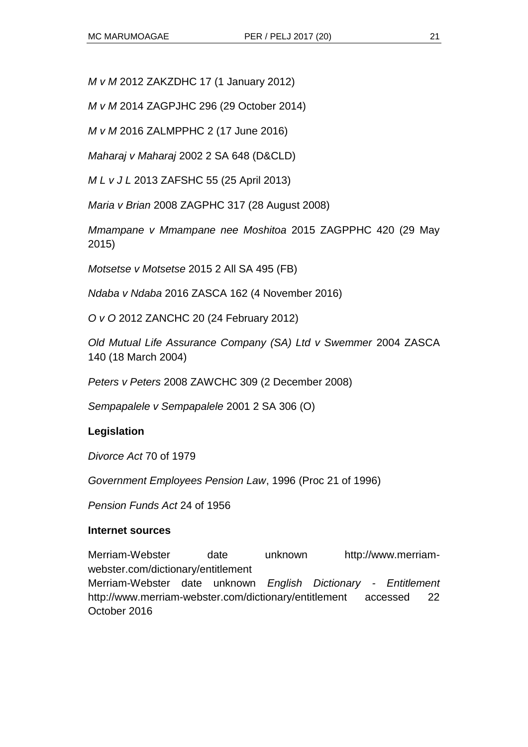*M v M* 2012 ZAKZDHC 17 (1 January 2012)

*M v M* 2014 ZAGPJHC 296 (29 October 2014)

*M v M* 2016 ZALMPPHC 2 (17 June 2016)

*Maharaj v Maharaj* 2002 2 SA 648 (D&CLD)

*M L v J L* 2013 ZAFSHC 55 (25 April 2013)

*Maria v Brian* 2008 ZAGPHC 317 (28 August 2008)

*Mmampane v Mmampane nee Moshitoa* 2015 ZAGPPHC 420 (29 May 2015)

*Motsetse v Motsetse* 2015 2 All SA 495 (FB)

*Ndaba v Ndaba* 2016 ZASCA 162 (4 November 2016)

*O v O* 2012 ZANCHC 20 (24 February 2012)

*Old Mutual Life Assurance Company (SA) Ltd v Swemmer* 2004 ZASCA 140 (18 March 2004)

*Peters v Peters* 2008 ZAWCHC 309 (2 December 2008)

*Sempapalele v Sempapalele* 2001 2 SA 306 (O)

**Legislation**

*Divorce Act* 70 of 1979

*Government Employees Pension Law*, 1996 (Proc 21 of 1996)

*Pension Funds Act* 24 of 1956

**Internet sources**

Merriam-Webster date unknown http://www.merriam-webster.com/dictionary/entitlement
Merriam-Webster date unknown *English Dictionary - Entitlement* http://www.merriam-webster.com/dictionary/entitlement accessed 22 October 2016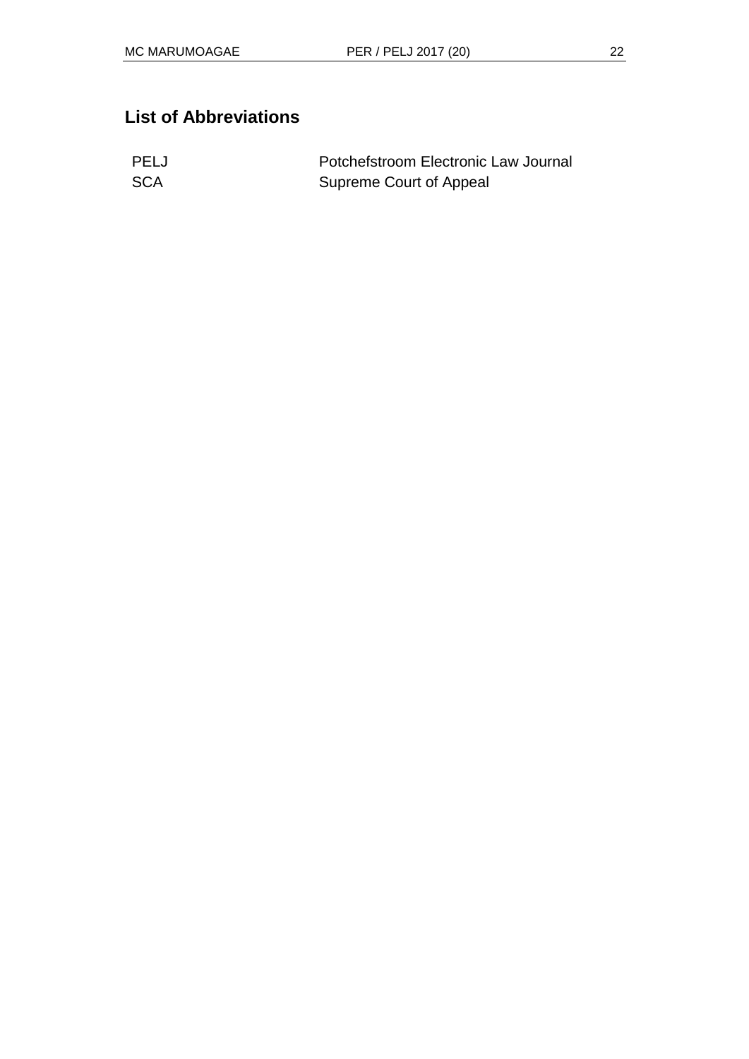## List of Abbreviations

| | |
|---|---|
| PELJ | Potchefstroom Electronic Law Journal |
| SCA | Supreme Court of Appeal |